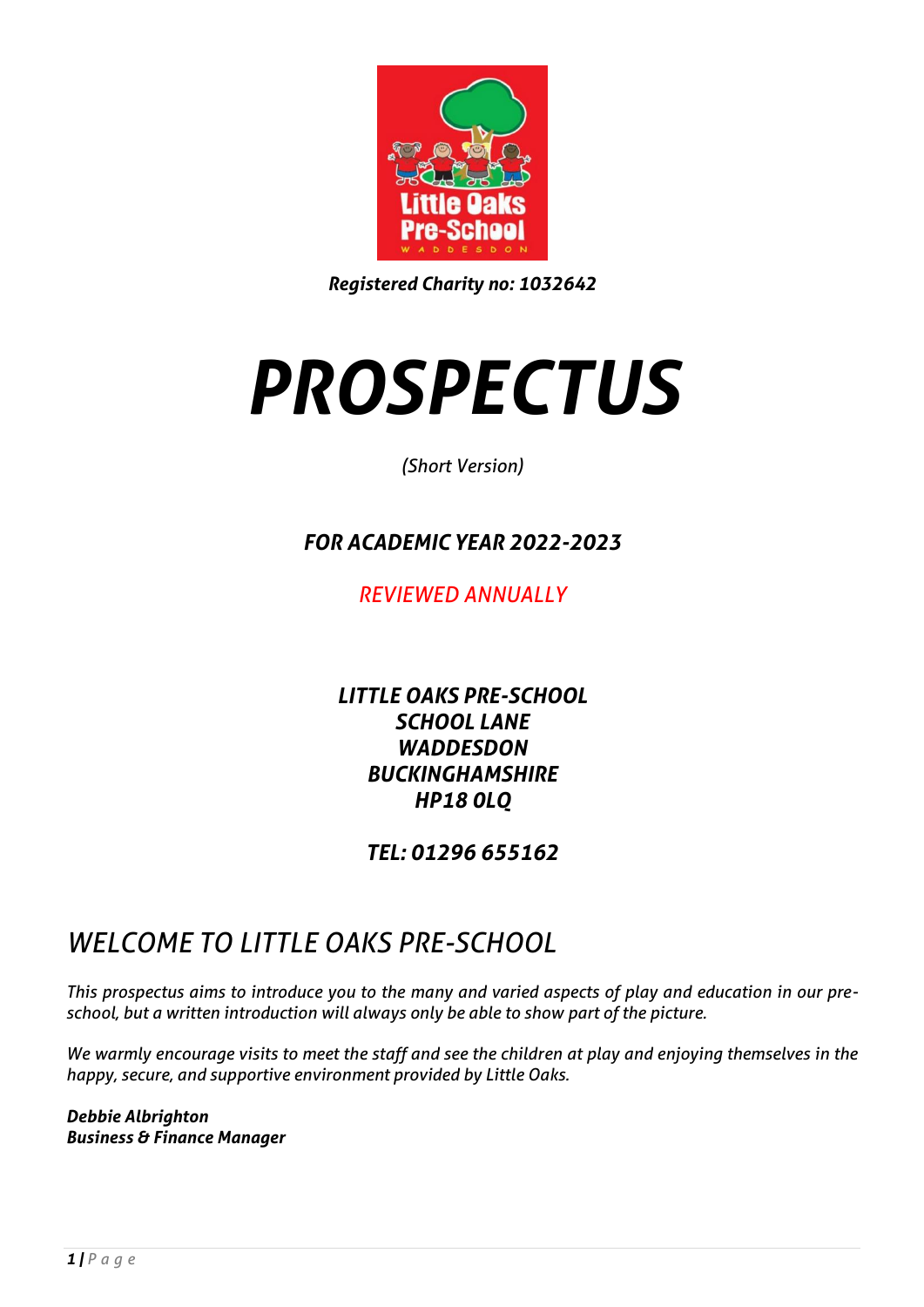***Registered Charity no: 1032642***

# *PROSPECTUS*

*(Short Version)*

***FOR ACADEMIC YEAR 2022-2023***

*REVIEWED ANNUALLY*

***LITTLE OAKS PRE-SCHOOL***
***SCHOOL LANE***
***WADDESDON***
***BUCKINGHAMSHIRE***
***HP18 0LQ***

***TEL: 01296 655162***

## *WELCOME TO LITTLE OAKS PRE-SCHOOL*

*This prospectus aims to introduce you to the many and varied aspects of play and education in our pre-school, but a written introduction will always only be able to show part of the picture.*

*We warmly encourage visits to meet the staff and see the children at play and enjoying themselves in the happy, secure, and supportive environment provided by Little Oaks.*

***Debbie Albrighton***
***Business & Finance Manager***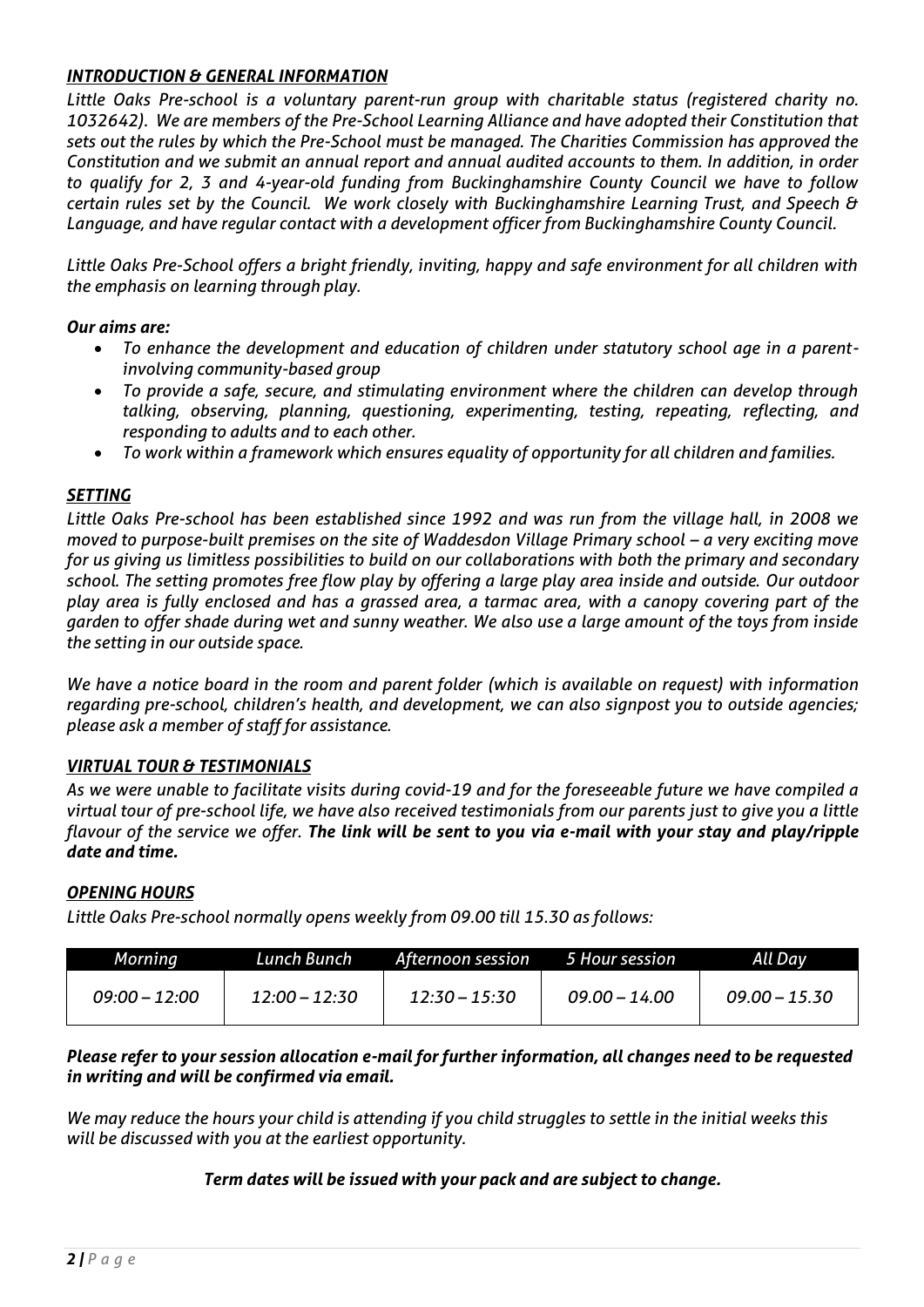## *INTRODUCTION & GENERAL INFORMATION*

*Little Oaks Pre-school is a voluntary parent-run group with charitable status (registered charity no. 1032642). We are members of the Pre-School Learning Alliance and have adopted their Constitution that sets out the rules by which the Pre-School must be managed. The Charities Commission has approved the Constitution and we submit an annual report and annual audited accounts to them. In addition, in order to qualify for 2, 3 and 4-year-old funding from Buckinghamshire County Council we have to follow certain rules set by the Council. We work closely with Buckinghamshire Learning Trust, and Speech & Language, and have regular contact with a development officer from Buckinghamshire County Council.*

*Little Oaks Pre-School offers a bright friendly, inviting, happy and safe environment for all children with the emphasis on learning through play.*

***Our aims are:***

- *To enhance the development and education of children under statutory school age in a parent-involving community-based group*
- *To provide a safe, secure, and stimulating environment where the children can develop through talking, observing, planning, questioning, experimenting, testing, repeating, reflecting, and responding to adults and to each other.*
- *To work within a framework which ensures equality of opportunity for all children and families.*

## *SETTING*

*Little Oaks Pre-school has been established since 1992 and was run from the village hall, in 2008 we moved to purpose-built premises on the site of Waddesdon Village Primary school – a very exciting move for us giving us limitless possibilities to build on our collaborations with both the primary and secondary school. The setting promotes free flow play by offering a large play area inside and outside. Our outdoor play area is fully enclosed and has a grassed area, a tarmac area, with a canopy covering part of the garden to offer shade during wet and sunny weather. We also use a large amount of the toys from inside the setting in our outside space.*

*We have a notice board in the room and parent folder (which is available on request) with information regarding pre-school, children's health, and development, we can also signpost you to outside agencies; please ask a member of staff for assistance.*

## *VIRTUAL TOUR & TESTIMONIALS*

*As we were unable to facilitate visits during covid-19 and for the foreseeable future we have compiled a virtual tour of pre-school life, we have also received testimonials from our parents just to give you a little flavour of the service we offer.* ***The link will be sent to you via e-mail with your stay and play/ripple date and time.***

## *OPENING HOURS*

*Little Oaks Pre-school normally opens weekly from 09.00 till 15.30 as follows:*

| *Morning* | *Lunch Bunch* | *Afternoon session* | *5 Hour session* | *All Day* |
|---|---|---|---|---|
| *09:00 – 12:00* | *12:00 – 12:30* | *12:30 – 15:30* | *09.00 – 14.00* | *09.00 – 15.30* |

***Please refer to your session allocation e-mail for further information, all changes need to be requested in writing and will be confirmed via email.***

*We may reduce the hours your child is attending if you child struggles to settle in the initial weeks this will be discussed with you at the earliest opportunity.*

***Term dates will be issued with your pack and are subject to change.***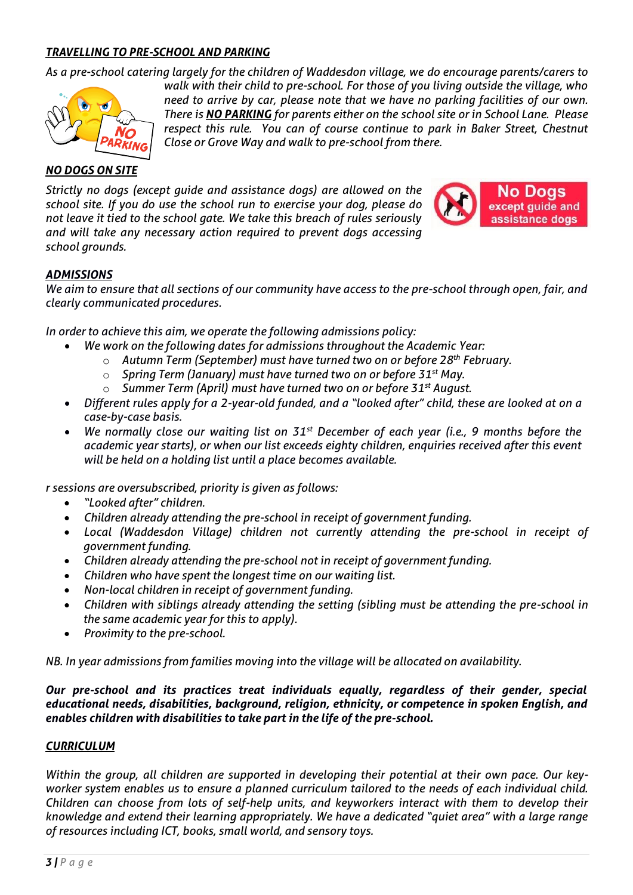## *TRAVELLING TO PRE-SCHOOL AND PARKING*

*As a pre-school catering largely for the children of Waddesdon village, we do encourage parents/carers to walk with their child to pre-school. For those of you living outside the village, who need to arrive by car, please note that we have no parking facilities of our own. There is **NO PARKING** for parents either on the school site or in School Lane. Please respect this rule. You can of course continue to park in Baker Street, Chestnut Close or Grove Way and walk to pre-school from there.*

## *NO DOGS ON SITE*

*Strictly no dogs (except guide and assistance dogs) are allowed on the school site. If you do use the school run to exercise your dog, please do not leave it tied to the school gate. We take this breach of rules seriously and will take any necessary action required to prevent dogs accessing school grounds.*

## *ADMISSIONS*

*We aim to ensure that all sections of our community have access to the pre-school through open, fair, and clearly communicated procedures.*

*In order to achieve this aim, we operate the following admissions policy:*

- *We work on the following dates for admissions throughout the Academic Year:*
  - *Autumn Term (September) must have turned two on or before 28th February.*
  - *Spring Term (January) must have turned two on or before 31st May.*
  - *Summer Term (April) must have turned two on or before 31st August.*
- *Different rules apply for a 2-year-old funded, and a "looked after" child, these are looked at on a case-by-case basis.*
- *We normally close our waiting list on 31st December of each year (i.e., 9 months before the academic year starts), or when our list exceeds eighty children, enquiries received after this event will be held on a holding list until a place becomes available.*

*r sessions are oversubscribed, priority is given as follows:*

- *"Looked after" children.*
- *Children already attending the pre-school in receipt of government funding.*
- *Local (Waddesdon Village) children not currently attending the pre-school in receipt of government funding.*
- *Children already attending the pre-school not in receipt of government funding.*
- *Children who have spent the longest time on our waiting list.*
- *Non-local children in receipt of government funding.*
- *Children with siblings already attending the setting (sibling must be attending the pre-school in the same academic year for this to apply).*
- *Proximity to the pre-school.*

*NB. In year admissions from families moving into the village will be allocated on availability.*

***Our pre-school and its practices treat individuals equally, regardless of their gender, special educational needs, disabilities, background, religion, ethnicity, or competence in spoken English, and enables children with disabilities to take part in the life of the pre-school.***

## *CURRICULUM*

*Within the group, all children are supported in developing their potential at their own pace. Our key-worker system enables us to ensure a planned curriculum tailored to the needs of each individual child. Children can choose from lots of self-help units, and keyworkers interact with them to develop their knowledge and extend their learning appropriately. We have a dedicated "quiet area" with a large range of resources including ICT, books, small world, and sensory toys.*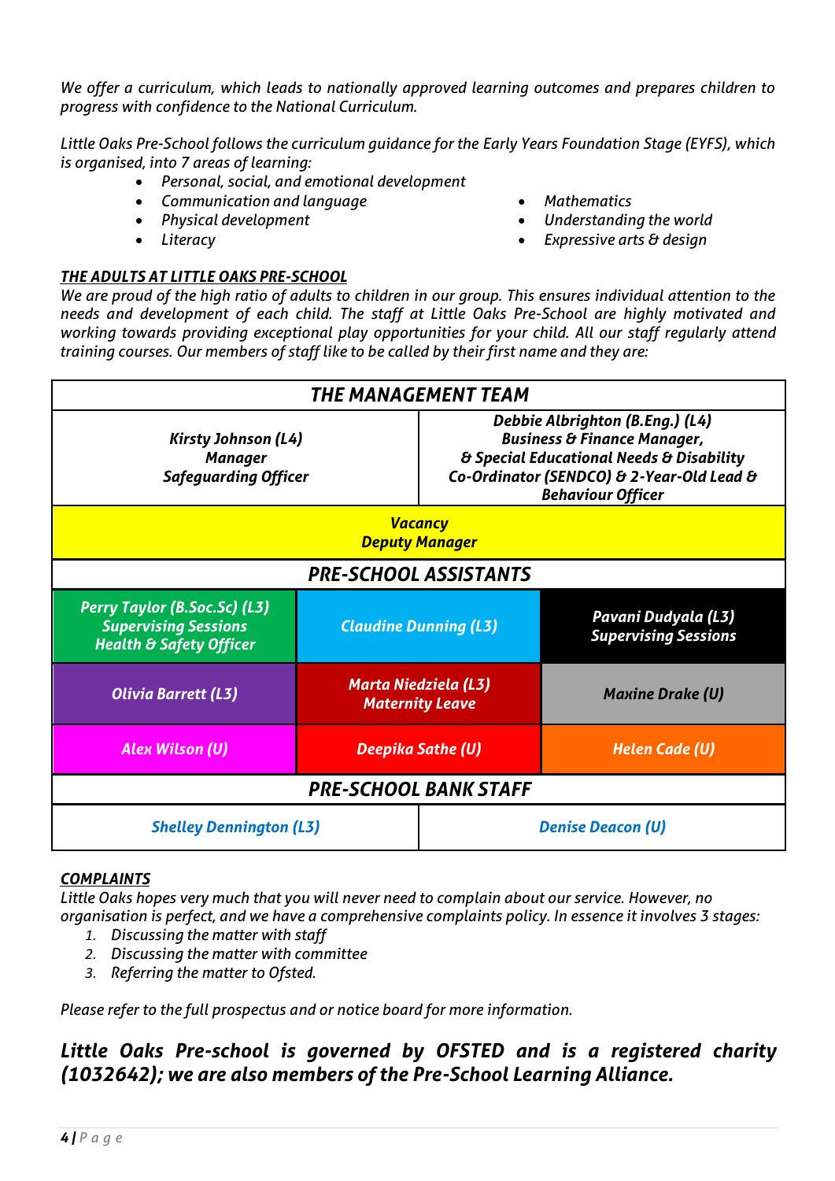*We offer a curriculum, which leads to nationally approved learning outcomes and prepares children to progress with confidence to the National Curriculum.*

*Little Oaks Pre-School follows the curriculum guidance for the Early Years Foundation Stage (EYFS), which is organised, into 7 areas of learning:*

- *Personal, social, and emotional development*
- *Communication and language*
- *Physical development*
- *Literacy*
- *Mathematics*
- *Understanding the world*
- *Expressive arts & design*

## ***THE ADULTS AT LITTLE OAKS PRE-SCHOOL***

*We are proud of the high ratio of adults to children in our group. This ensures individual attention to the needs and development of each child. The staff at Little Oaks Pre-School are highly motivated and working towards providing exceptional play opportunities for your child. All our staff regularly attend training courses. Our members of staff like to be called by their first name and they are:*

| ***THE MANAGEMENT TEAM*** | | |
|---|---|---|
| ***Kirsty Johnson (L4) Manager Safeguarding Officer*** | ***Debbie Albrighton (B.Eng.) (L4) Business & Finance Manager, & Special Educational Needs & Disability Co-Ordinator (SENDCO) & 2-Year-Old Lead & Behaviour Officer*** | |
| ***Vacancy Deputy Manager*** | | |
| ***PRE-SCHOOL ASSISTANTS*** | | |
| ***Perry Taylor (B.Soc.Sc) (L3) Supervising Sessions Health & Safety Officer*** | ***Claudine Dunning (L3)*** | ***Pavani Dudyala (L3) Supervising Sessions*** |
| ***Olivia Barrett (L3)*** | ***Marta Niedziela (L3) Maternity Leave*** | ***Maxine Drake (U)*** |
| ***Alex Wilson (U)*** | ***Deepika Sathe (U)*** | ***Helen Cade (U)*** |
| ***PRE-SCHOOL BANK STAFF*** | | |
| ***Shelley Dennington (L3)*** | ***Denise Deacon (U)*** | |

## ***COMPLAINTS***

*Little Oaks hopes very much that you will never need to complain about our service. However, no organisation is perfect, and we have a comprehensive complaints policy. In essence it involves 3 stages:*

1. *Discussing the matter with staff*
2. *Discussing the matter with committee*
3. *Referring the matter to Ofsted.*

*Please refer to the full prospectus and or notice board for more information.*

### ***Little Oaks Pre-school is governed by OFSTED and is a registered charity (1032642); we are also members of the Pre-School Learning Alliance.***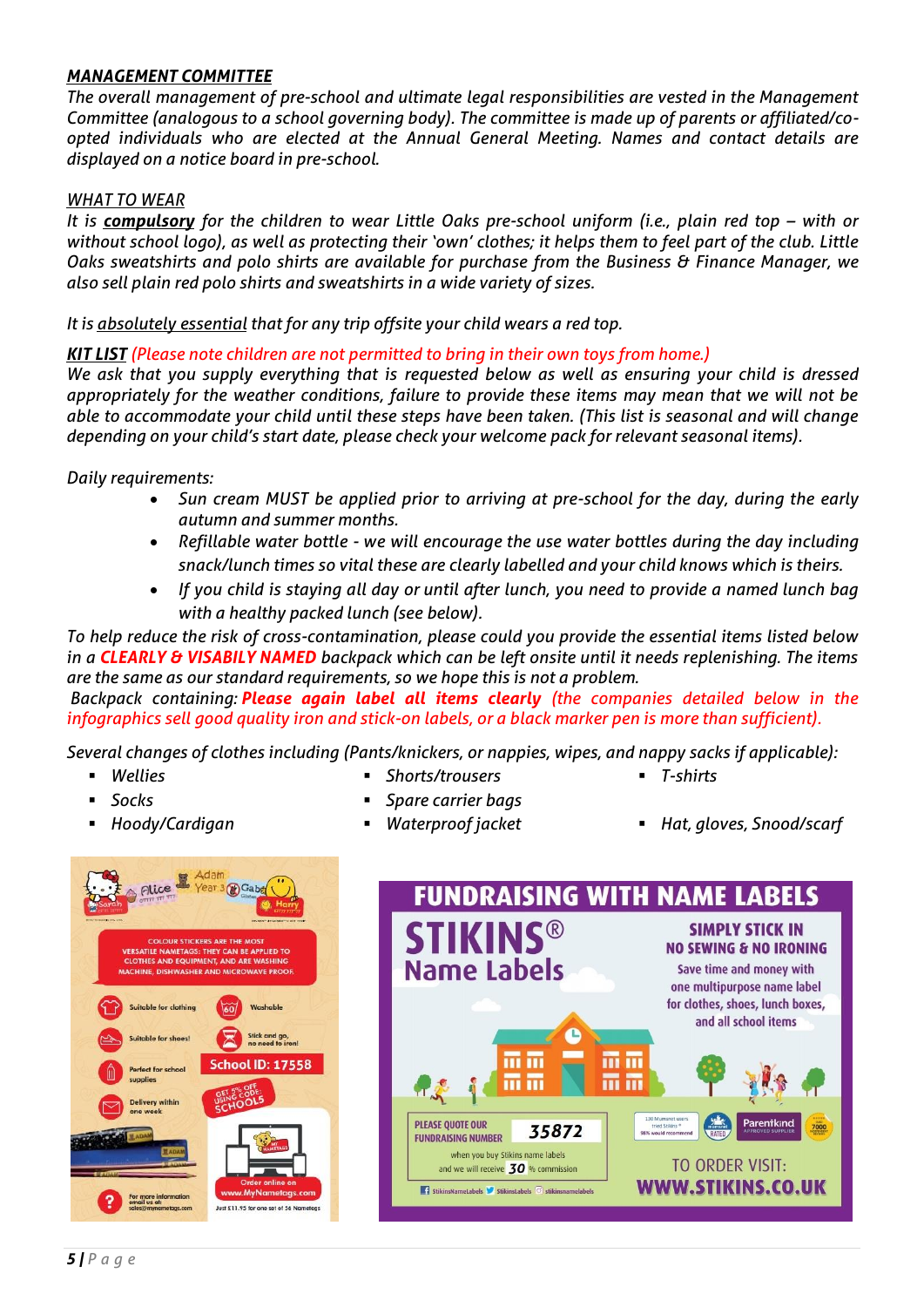***MANAGEMENT COMMITTEE***

*The overall management of pre-school and ultimate legal responsibilities are vested in the Management Committee (analogous to a school governing body). The committee is made up of parents or affiliated/co-opted individuals who are elected at the Annual General Meeting. Names and contact details are displayed on a notice board in pre-school.*

*WHAT TO WEAR*

*It is **compulsory** for the children to wear Little Oaks pre-school uniform (i.e., plain red top – with or without school logo), as well as protecting their 'own' clothes; it helps them to feel part of the club. Little Oaks sweatshirts and polo shirts are available for purchase from the Business & Finance Manager, we also sell plain red polo shirts and sweatshirts in a wide variety of sizes.*

*It is absolutely essential that for any trip offsite your child wears a red top.*

***KIT LIST*** *(Please note children are not permitted to bring in their own toys from home.)*

*We ask that you supply everything that is requested below as well as ensuring your child is dressed appropriately for the weather conditions, failure to provide these items may mean that we will not be able to accommodate your child until these steps have been taken. (This list is seasonal and will change depending on your child's start date, please check your welcome pack for relevant seasonal items).*

*Daily requirements:*

- *Sun cream MUST be applied prior to arriving at pre-school for the day, during the early autumn and summer months.*
- *Refillable water bottle - we will encourage the use water bottles during the day including snack/lunch times so vital these are clearly labelled and your child knows which is theirs.*
- *If you child is staying all day or until after lunch, you need to provide a named lunch bag with a healthy packed lunch (see below).*

*To help reduce the risk of cross-contamination, please could you provide the essential items listed below in a **CLEARLY & VISABILY NAMED** backpack which can be left onsite until it needs replenishing. The items are the same as our standard requirements, so we hope this is not a problem.*

*Backpack containing: **Please again label all items clearly** (the companies detailed below in the infographics sell good quality iron and stick-on labels, or a black marker pen is more than sufficient).*

*Several changes of clothes including (Pants/knickers, or nappies, wipes, and nappy sacks if applicable):*

- *Wellies*
- *Socks*
- *Hoody/Cardigan*
- *Shorts/trousers*
- *Spare carrier bags*
- *Waterproof jacket*
- *T-shirts*
- *Hat, gloves, Snood/scarf*

COLOUR STICKERS ARE THE MOST VERSATILE NAMETAGS: THEY CAN BE APPLIED TO CLOTHES AND EQUIPMENT, AND ARE WASHING MACHINE, DISHWASHER AND MICROWAVE PROOF

- Suitable for clothing
- Washable
- Suitable for shoes!
- Stick and go, no need to iron!
- Perfect for school supplies
- Delivery within one week

School ID: 17558

GET 5% OFF USING CODE: SCHOOL5

Order online on www.MyNametags.com

Just £11.95 for one set of 56 Nametags

For more information email us at: sales@mynametags.com

**FUNDRAISING WITH NAME LABELS**

**STIKINS® Name Labels**

**SIMPLY STICK IN NO SEWING & NO IRONING**

Save time and money with one multipurpose name label for clothes, shoes, lunch boxes, and all school items

PLEASE QUOTE OUR FUNDRAISING NUMBER **35872**

when you buy Stikins name labels and we will receive **30**% commission

TO ORDER VISIT: **WWW.STIKINS.CO.UK**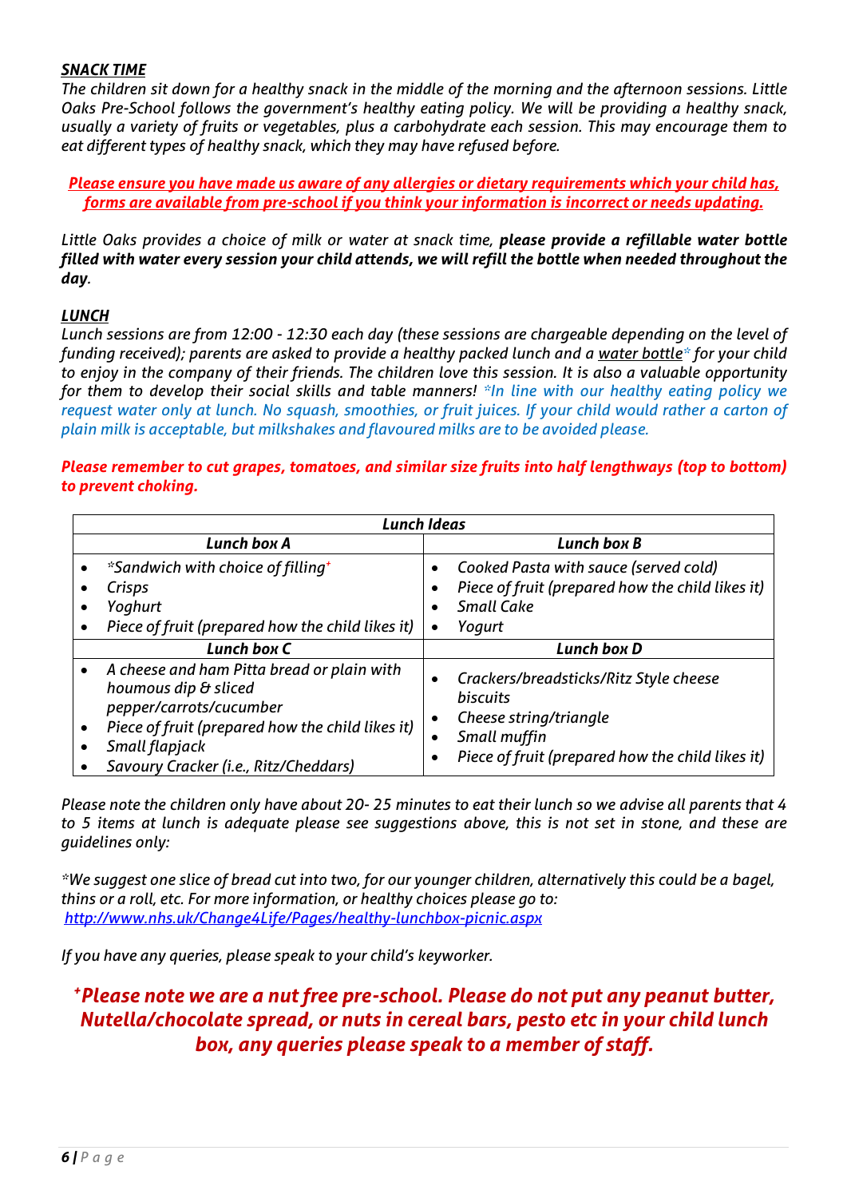***SNACK TIME***

*The children sit down for a healthy snack in the middle of the morning and the afternoon sessions. Little Oaks Pre-School follows the government's healthy eating policy. We will be providing a healthy snack, usually a variety of fruits or vegetables, plus a carbohydrate each session. This may encourage them to eat different types of healthy snack, which they may have refused before.*

***Please ensure you have made us aware of any allergies or dietary requirements which your child has, forms are available from pre-school if you think your information is incorrect or needs updating.***

*Little Oaks provides a choice of milk or water at snack time,* ***please provide a refillable water bottle filled with water every session your child attends, we will refill the bottle when needed throughout the day****.*

***LUNCH***

*Lunch sessions are from 12:00 - 12:30 each day (these sessions are chargeable depending on the level of funding received); parents are asked to provide a healthy packed lunch and a water bottle\* for your child to enjoy in the company of their friends. The children love this session. It is also a valuable opportunity for them to develop their social skills and table manners! \*In line with our healthy eating policy we request water only at lunch. No squash, smoothies, or fruit juices. If your child would rather a carton of plain milk is acceptable, but milkshakes and flavoured milks are to be avoided please.*

***Please remember to cut grapes, tomatoes, and similar size fruits into half lengthways (top to bottom) to prevent choking.***

| ***Lunch Ideas*** | |
|---|---|
| ***Lunch box A*** | ***Lunch box B*** |
| • \*Sandwich with choice of filling⁺<br>• Crisps<br>• Yoghurt<br>• Piece of fruit (prepared how the child likes it) | • Cooked Pasta with sauce (served cold)<br>• Piece of fruit (prepared how the child likes it)<br>• Small Cake<br>• Yogurt |
| ***Lunch box C*** | ***Lunch box D*** |
| • A cheese and ham Pitta bread or plain with houmous dip & sliced pepper/carrots/cucumber<br>• Piece of fruit (prepared how the child likes it)<br>• Small flapjack<br>• Savoury Cracker (i.e., Ritz/Cheddars) | • Crackers/breadsticks/Ritz Style cheese biscuits<br>• Cheese string/triangle<br>• Small muffin<br>• Piece of fruit (prepared how the child likes it) |

*Please note the children only have about 20- 25 minutes to eat their lunch so we advise all parents that 4 to 5 items at lunch is adequate please see suggestions above, this is not set in stone, and these are guidelines only:*

*\*We suggest one slice of bread cut into two, for our younger children, alternatively this could be a bagel, thins or a roll, etc. For more information, or healthy choices please go to:* *http://www.nhs.uk/Change4Life/Pages/healthy-lunchbox-picnic.aspx*

*If you have any queries, please speak to your child's keyworker.*

***⁺Please note we are a nut free pre-school. Please do not put any peanut butter, Nutella/chocolate spread, or nuts in cereal bars, pesto etc in your child lunch box, any queries please speak to a member of staff.***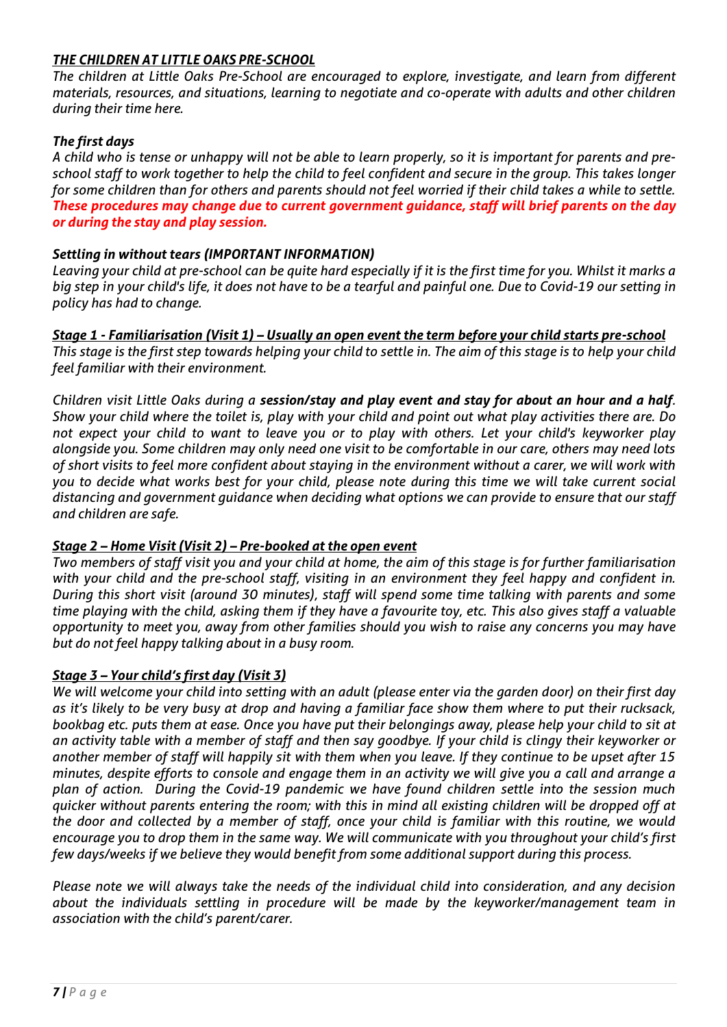## ***THE CHILDREN AT LITTLE OAKS PRE-SCHOOL***

*The children at Little Oaks Pre-School are encouraged to explore, investigate, and learn from different materials, resources, and situations, learning to negotiate and co-operate with adults and other children during their time here.*

### ***The first days***

*A child who is tense or unhappy will not be able to learn properly, so it is important for parents and pre-school staff to work together to help the child to feel confident and secure in the group. This takes longer for some children than for others and parents should not feel worried if their child takes a while to settle.* ***These procedures may change due to current government guidance, staff will brief parents on the day or during the stay and play session.***

### ***Settling in without tears (IMPORTANT INFORMATION)***

*Leaving your child at pre-school can be quite hard especially if it is the first time for you. Whilst it marks a big step in your child's life, it does not have to be a tearful and painful one. Due to Covid-19 our setting in policy has had to change.*

#### ***Stage 1 - Familiarisation (Visit 1) – Usually an open event the term before your child starts pre-school***

*This stage is the first step towards helping your child to settle in. The aim of this stage is to help your child feel familiar with their environment.*

*Children visit Little Oaks during a* ***session/stay and play event and stay for about an hour and a half****. Show your child where the toilet is, play with your child and point out what play activities there are. Do not expect your child to want to leave you or to play with others. Let your child's keyworker play alongside you. Some children may only need one visit to be comfortable in our care, others may need lots of short visits to feel more confident about staying in the environment without a carer, we will work with you to decide what works best for your child, please note during this time we will take current social distancing and government guidance when deciding what options we can provide to ensure that our staff and children are safe.*

#### ***Stage 2 – Home Visit (Visit 2) – Pre-booked at the open event***

*Two members of staff visit you and your child at home, the aim of this stage is for further familiarisation with your child and the pre-school staff, visiting in an environment they feel happy and confident in. During this short visit (around 30 minutes), staff will spend some time talking with parents and some time playing with the child, asking them if they have a favourite toy, etc. This also gives staff a valuable opportunity to meet you, away from other families should you wish to raise any concerns you may have but do not feel happy talking about in a busy room.*

#### ***Stage 3 – Your child's first day (Visit 3)***

*We will welcome your child into setting with an adult (please enter via the garden door) on their first day as it's likely to be very busy at drop and having a familiar face show them where to put their rucksack, bookbag etc. puts them at ease. Once you have put their belongings away, please help your child to sit at an activity table with a member of staff and then say goodbye. If your child is clingy their keyworker or another member of staff will happily sit with them when you leave. If they continue to be upset after 15 minutes, despite efforts to console and engage them in an activity we will give you a call and arrange a plan of action. During the Covid-19 pandemic we have found children settle into the session much quicker without parents entering the room; with this in mind all existing children will be dropped off at the door and collected by a member of staff, once your child is familiar with this routine, we would encourage you to drop them in the same way. We will communicate with you throughout your child's first few days/weeks if we believe they would benefit from some additional support during this process.*

*Please note we will always take the needs of the individual child into consideration, and any decision about the individuals settling in procedure will be made by the keyworker/management team in association with the child's parent/carer.*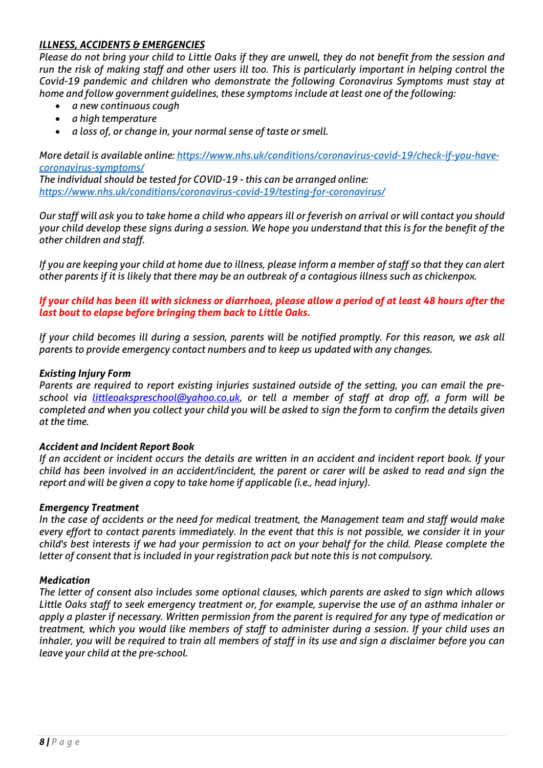## *ILLNESS, ACCIDENTS & EMERGENCIES*

*Please do not bring your child to Little Oaks if they are unwell, they do not benefit from the session and run the risk of making staff and other users ill too. This is particularly important in helping control the Covid-19 pandemic and children who demonstrate the following Coronavirus Symptoms must stay at home and follow government guidelines, these symptoms include at least one of the following:*

- *a new continuous cough*
- *a high temperature*
- *a loss of, or change in, your normal sense of taste or smell.*

*More detail is available online: [https://www.nhs.uk/conditions/coronavirus-covid-19/check-if-you-have-coronavirus-symptoms/](https://www.nhs.uk/conditions/coronavirus-covid-19/check-if-you-have-coronavirus-symptoms/)*
*The individual should be tested for COVID-19 - this can be arranged online: [https://www.nhs.uk/conditions/coronavirus-covid-19/testing-for-coronavirus/](https://www.nhs.uk/conditions/coronavirus-covid-19/testing-for-coronavirus/)*

*Our staff will ask you to take home a child who appears ill or feverish on arrival or will contact you should your child develop these signs during a session. We hope you understand that this is for the benefit of the other children and staff.*

*If you are keeping your child at home due to illness, please inform a member of staff so that they can alert other parents if it is likely that there may be an outbreak of a contagious illness such as chickenpox.*

***If your child has been ill with sickness or diarrhoea, please allow a period of at least 48 hours after the last bout to elapse before bringing them back to Little Oaks.***

*If your child becomes ill during a session, parents will be notified promptly. For this reason, we ask all parents to provide emergency contact numbers and to keep us updated with any changes.*

### *Existing Injury Form*

*Parents are required to report existing injuries sustained outside of the setting, you can email the pre-school via [littleoakspreschool@yahoo.co.uk](mailto:littleoakspreschool@yahoo.co.uk), or tell a member of staff at drop off, a form will be completed and when you collect your child you will be asked to sign the form to confirm the details given at the time.*

### *Accident and Incident Report Book*

*If an accident or incident occurs the details are written in an accident and incident report book. If your child has been involved in an accident/incident, the parent or carer will be asked to read and sign the report and will be given a copy to take home if applicable (i.e., head injury).*

### *Emergency Treatment*

*In the case of accidents or the need for medical treatment, the Management team and staff would make every effort to contact parents immediately. In the event that this is not possible, we consider it in your child's best interests if we had your permission to act on your behalf for the child. Please complete the letter of consent that is included in your registration pack but note this is not compulsory.*

### *Medication*

*The letter of consent also includes some optional clauses, which parents are asked to sign which allows Little Oaks staff to seek emergency treatment or, for example, supervise the use of an asthma inhaler or apply a plaster if necessary. Written permission from the parent is required for any type of medication or treatment, which you would like members of staff to administer during a session. If your child uses an inhaler, you will be required to train all members of staff in its use and sign a disclaimer before you can leave your child at the pre-school.*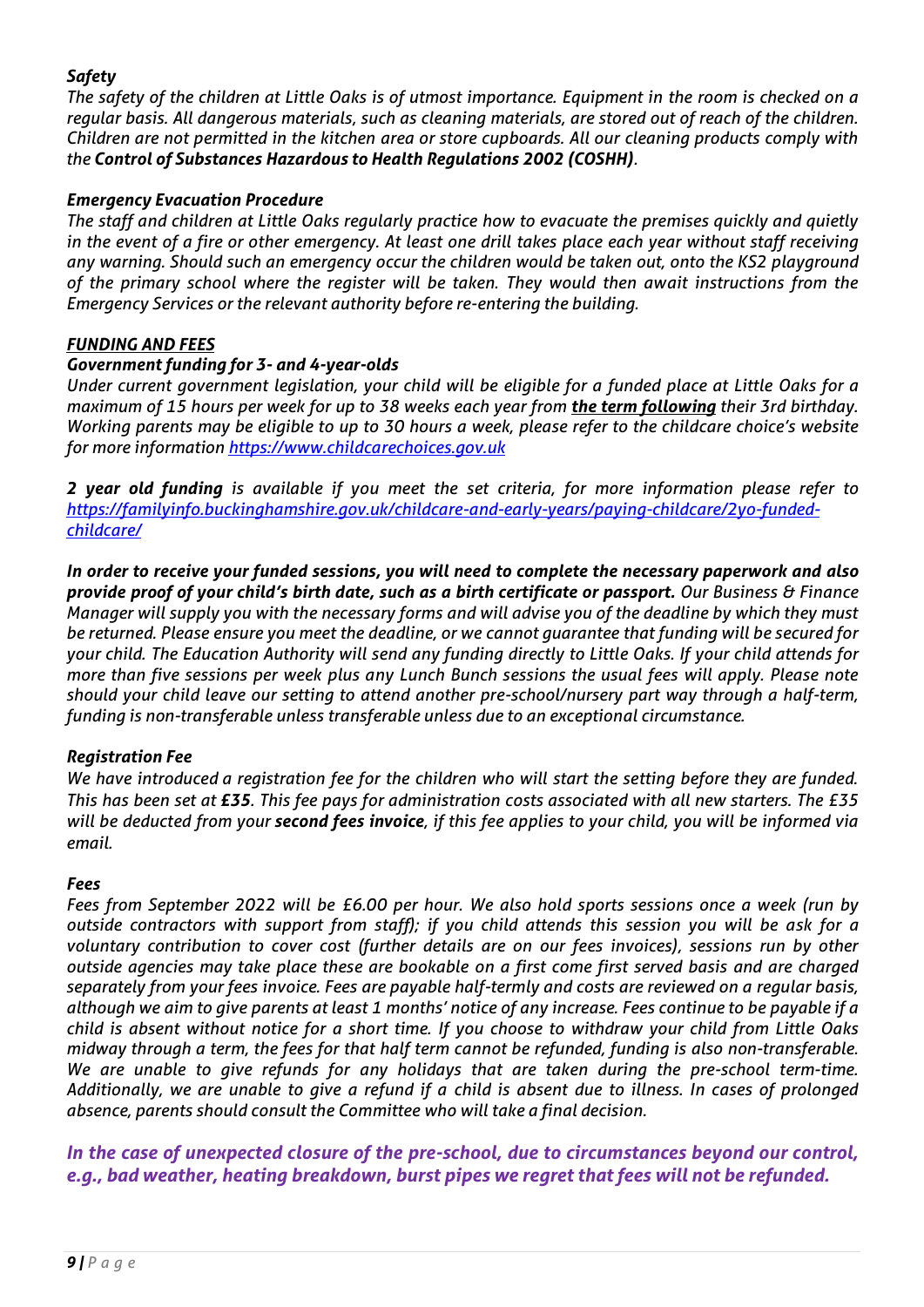### *Safety*

*The safety of the children at Little Oaks is of utmost importance. Equipment in the room is checked on a regular basis. All dangerous materials, such as cleaning materials, are stored out of reach of the children. Children are not permitted in the kitchen area or store cupboards. All our cleaning products comply with the* ***Control of Substances Hazardous to Health Regulations 2002 (COSHH)****.*

### *Emergency Evacuation Procedure*

*The staff and children at Little Oaks regularly practice how to evacuate the premises quickly and quietly in the event of a fire or other emergency. At least one drill takes place each year without staff receiving any warning. Should such an emergency occur the children would be taken out, onto the KS2 playground of the primary school where the register will be taken. They would then await instructions from the Emergency Services or the relevant authority before re-entering the building.*

## ***FUNDING AND FEES***

### *Government funding for 3- and 4-year-olds*

*Under current government legislation, your child will be eligible for a funded place at Little Oaks for a maximum of 15 hours per week for up to 38 weeks each year from* ***the term following*** *their 3rd birthday. Working parents may be eligible to up to 30 hours a week, please refer to the childcare choice's website for more information [https://www.childcarechoices.gov.uk](https://www.childcarechoices.gov.uk)*

***2 year old funding*** *is available if you meet the set criteria, for more information please refer to [https://familyinfo.buckinghamshire.gov.uk/childcare-and-early-years/paying-childcare/2yo-funded-childcare/](https://familyinfo.buckinghamshire.gov.uk/childcare-and-early-years/paying-childcare/2yo-funded-childcare/)*

***In order to receive your funded sessions, you will need to complete the necessary paperwork and also provide proof of your child's birth date, such as a birth certificate or passport.*** *Our Business & Finance Manager will supply you with the necessary forms and will advise you of the deadline by which they must be returned. Please ensure you meet the deadline, or we cannot guarantee that funding will be secured for your child. The Education Authority will send any funding directly to Little Oaks. If your child attends for more than five sessions per week plus any Lunch Bunch sessions the usual fees will apply. Please note should your child leave our setting to attend another pre-school/nursery part way through a half-term, funding is non-transferable unless transferable unless due to an exceptional circumstance.*

### *Registration Fee*

*We have introduced a registration fee for the children who will start the setting before they are funded. This has been set at* ***£35****. This fee pays for administration costs associated with all new starters. The £35 will be deducted from your* ***second fees invoice****, if this fee applies to your child, you will be informed via email.*

### *Fees*

*Fees from September 2022 will be £6.00 per hour. We also hold sports sessions once a week (run by outside contractors with support from staff); if you child attends this session you will be ask for a voluntary contribution to cover cost (further details are on our fees invoices), sessions run by other outside agencies may take place these are bookable on a first come first served basis and are charged separately from your fees invoice. Fees are payable half-termly and costs are reviewed on a regular basis, although we aim to give parents at least 1 months' notice of any increase. Fees continue to be payable if a child is absent without notice for a short time. If you choose to withdraw your child from Little Oaks midway through a term, the fees for that half term cannot be refunded, funding is also non-transferable. We are unable to give refunds for any holidays that are taken during the pre-school term-time. Additionally, we are unable to give a refund if a child is absent due to illness. In cases of prolonged absence, parents should consult the Committee who will take a final decision.*

***In the case of unexpected closure of the pre-school, due to circumstances beyond our control, e.g., bad weather, heating breakdown, burst pipes we regret that fees will not be refunded.***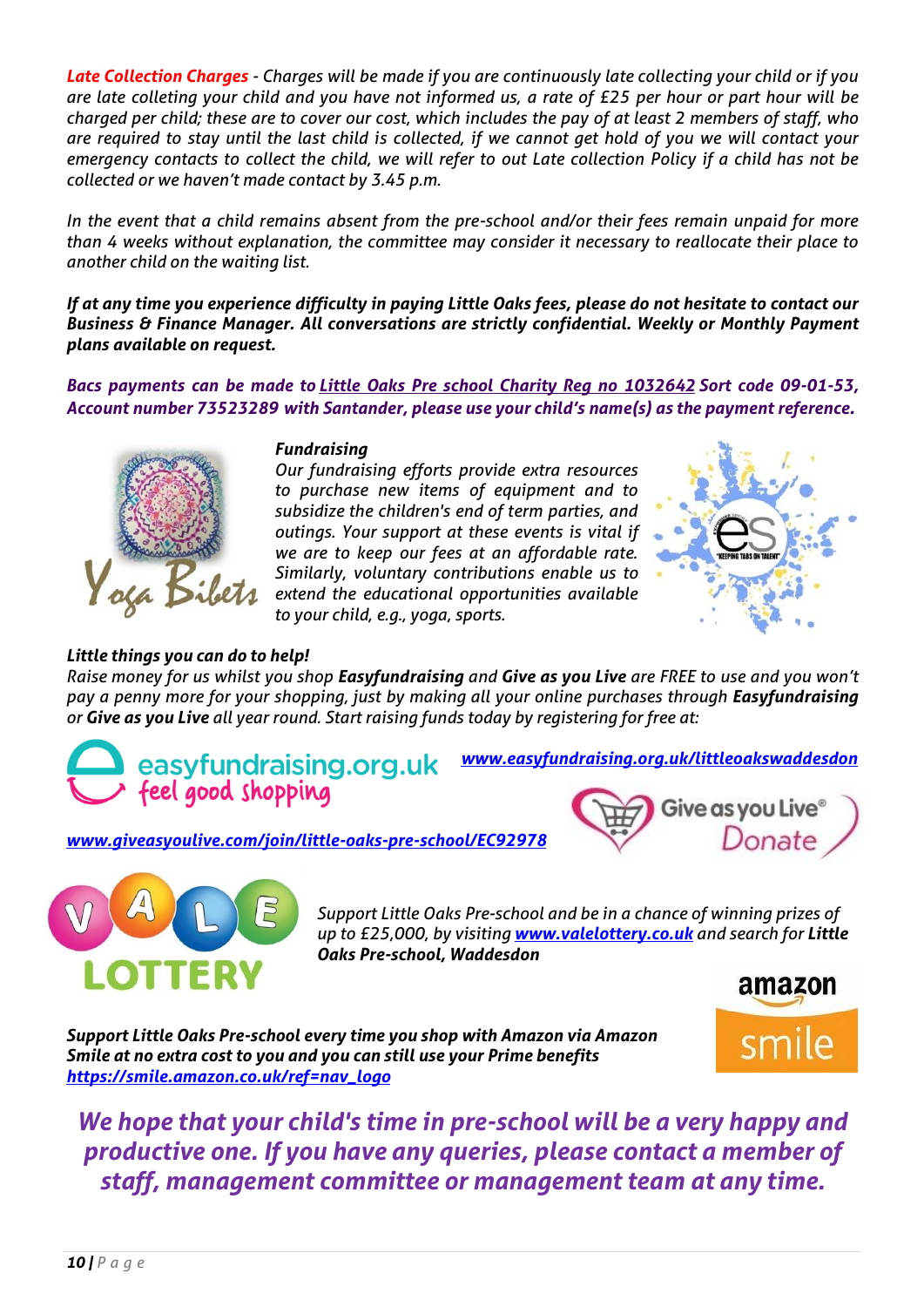***Late Collection Charges*** *- Charges will be made if you are continuously late collecting your child or if you are late colleting your child and you have not informed us, a rate of £25 per hour or part hour will be charged per child; these are to cover our cost, which includes the pay of at least 2 members of staff, who are required to stay until the last child is collected, if we cannot get hold of you we will contact your emergency contacts to collect the child, we will refer to out Late collection Policy if a child has not be collected or we haven't made contact by 3.45 p.m.*

*In the event that a child remains absent from the pre-school and/or their fees remain unpaid for more than 4 weeks without explanation, the committee may consider it necessary to reallocate their place to another child on the waiting list.*

***If at any time you experience difficulty in paying Little Oaks fees, please do not hesitate to contact our Business & Finance Manager. All conversations are strictly confidential. Weekly or Monthly Payment plans available on request.***

***Bacs payments can be made to Little Oaks Pre school Charity Reg no 1032642 Sort code 09-01-53, Account number 73523289 with Santander, please use your child's name(s) as the payment reference.***

***Fundraising***

*Our fundraising efforts provide extra resources to purchase new items of equipment and to subsidize the children's end of term parties, and outings. Your support at these events is vital if we are to keep our fees at an affordable rate. Similarly, voluntary contributions enable us to extend the educational opportunities available to your child, e.g., yoga, sports.*

***Little things you can do to help!***

*Raise money for us whilst you shop* ***Easyfundraising*** *and* ***Give as you Live*** *are FREE to use and you won't pay a penny more for your shopping, just by making all your online purchases through* ***Easyfundraising*** *or* ***Give as you Live*** *all year round. Start raising funds today by registering for free at:*

***www.easyfundraising.org.uk/littleoakswaddesdon***

***www.giveasyoulive.com/join/little-oaks-pre-school/EC92978***

*Support Little Oaks Pre-school and be in a chance of winning prizes of up to £25,000, by visiting* ***www.valelottery.co.uk*** *and search for* ***Little Oaks Pre-school, Waddesdon***

***Support Little Oaks Pre-school every time you shop with Amazon via Amazon Smile at no extra cost to you and you can still use your Prime benefits***
***https://smile.amazon.co.uk/ref=nav_logo***

***We hope that your child's time in pre-school will be a very happy and productive one. If you have any queries, please contact a member of staff, management committee or management team at any time.***